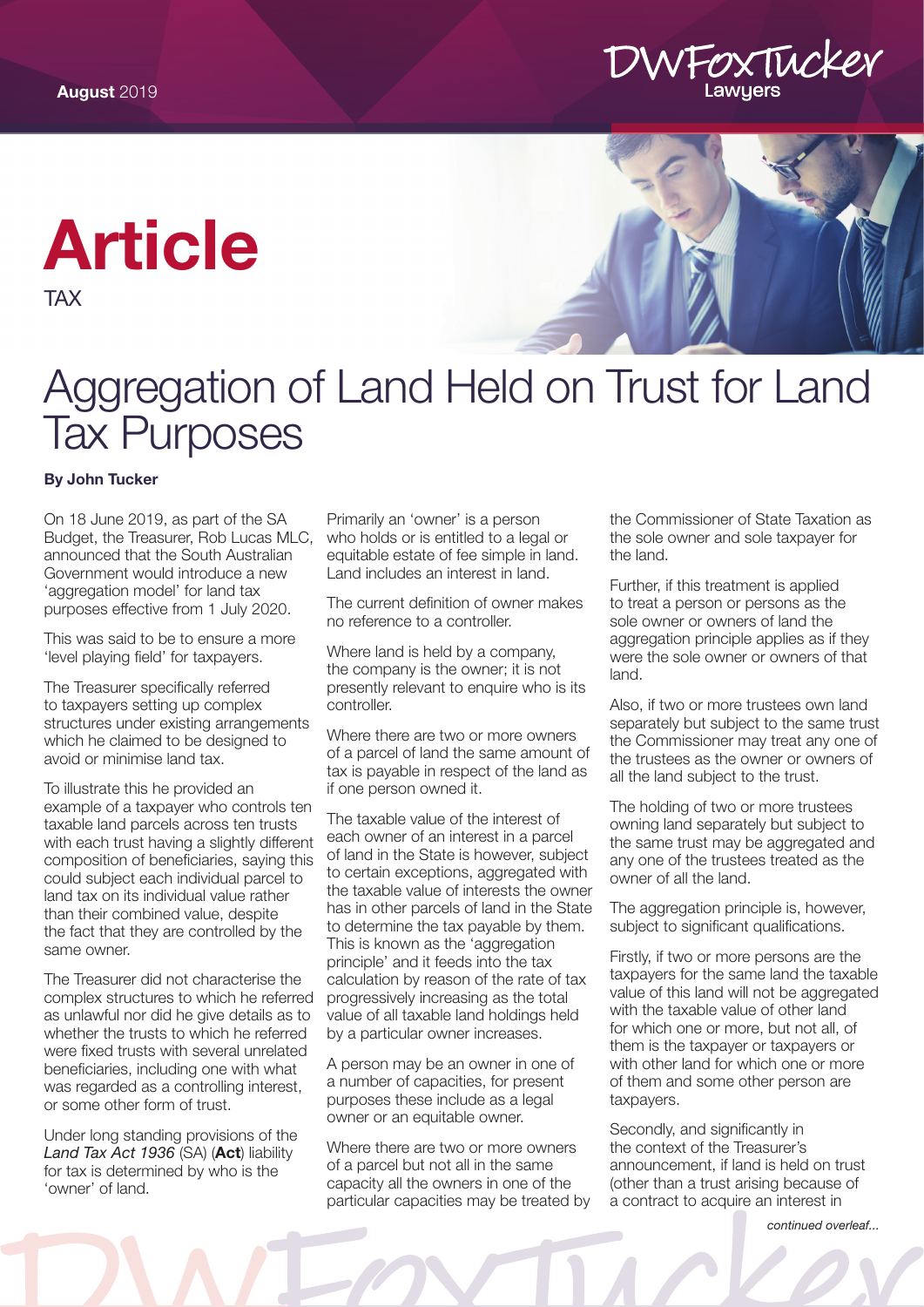August 2019

# Article

TAX

# Aggregation of Land Held on Trust for Land Tax Purposes

**By John Tucker**

On 18 June 2019, as part of the SA Budget, the Treasurer, Rob Lucas MLC, announced that the South Australian Government would introduce a new 'aggregation model' for land tax purposes effective from 1 July 2020.

This was said to be to ensure a more 'level playing field' for taxpayers.

The Treasurer specifically referred to taxpayers setting up complex structures under existing arrangements which he claimed to be designed to avoid or minimise land tax.

To illustrate this he provided an example of a taxpayer who controls ten taxable land parcels across ten trusts with each trust having a slightly different composition of beneficiaries, saying this could subject each individual parcel to land tax on its individual value rather than their combined value, despite the fact that they are controlled by the same owner.

The Treasurer did not characterise the complex structures to which he referred as unlawful nor did he give details as to whether the trusts to which he referred were fixed trusts with several unrelated beneficiaries, including one with what was regarded as a controlling interest, or some other form of trust.

Under long standing provisions of the *Land Tax Act 1936* (SA) (**Act**) liability for tax is determined by who is the 'owner' of land.

Primarily an 'owner' is a person who holds or is entitled to a legal or equitable estate of fee simple in land. Land includes an interest in land.

The current definition of owner makes no reference to a controller.

Where land is held by a company, the company is the owner; it is not presently relevant to enquire who is its controller.

Where there are two or more owners of a parcel of land the same amount of tax is payable in respect of the land as if one person owned it.

The taxable value of the interest of each owner of an interest in a parcel of land in the State is however, subject to certain exceptions, aggregated with the taxable value of interests the owner has in other parcels of land in the State to determine the tax payable by them. This is known as the 'aggregation principle' and it feeds into the tax calculation by reason of the rate of tax progressively increasing as the total value of all taxable land holdings held by a particular owner increases.

A person may be an owner in one of a number of capacities, for present purposes these include as a legal owner or an equitable owner.

Where there are two or more owners of a parcel but not all in the same capacity all the owners in one of the particular capacities may be treated by the Commissioner of State Taxation as the sole owner and sole taxpayer for the land.

Further, if this treatment is applied to treat a person or persons as the sole owner or owners of land the aggregation principle applies as if they were the sole owner or owners of that land.

Also, if two or more trustees own land separately but subject to the same trust the Commissioner may treat any one of the trustees as the owner or owners of all the land subject to the trust.

The holding of two or more trustees owning land separately but subject to the same trust may be aggregated and any one of the trustees treated as the owner of all the land.

The aggregation principle is, however, subject to significant qualifications.

Firstly, if two or more persons are the taxpayers for the same land the taxable value of this land will not be aggregated with the taxable value of other land for which one or more, but not all, of them is the taxpayer or taxpayers or with other land for which one or more of them and some other person are taxpayers.

Secondly, and significantly in the context of the Treasurer's announcement, if land is held on trust (other than a trust arising because of a contract to acquire an interest in

*continued overleaf...*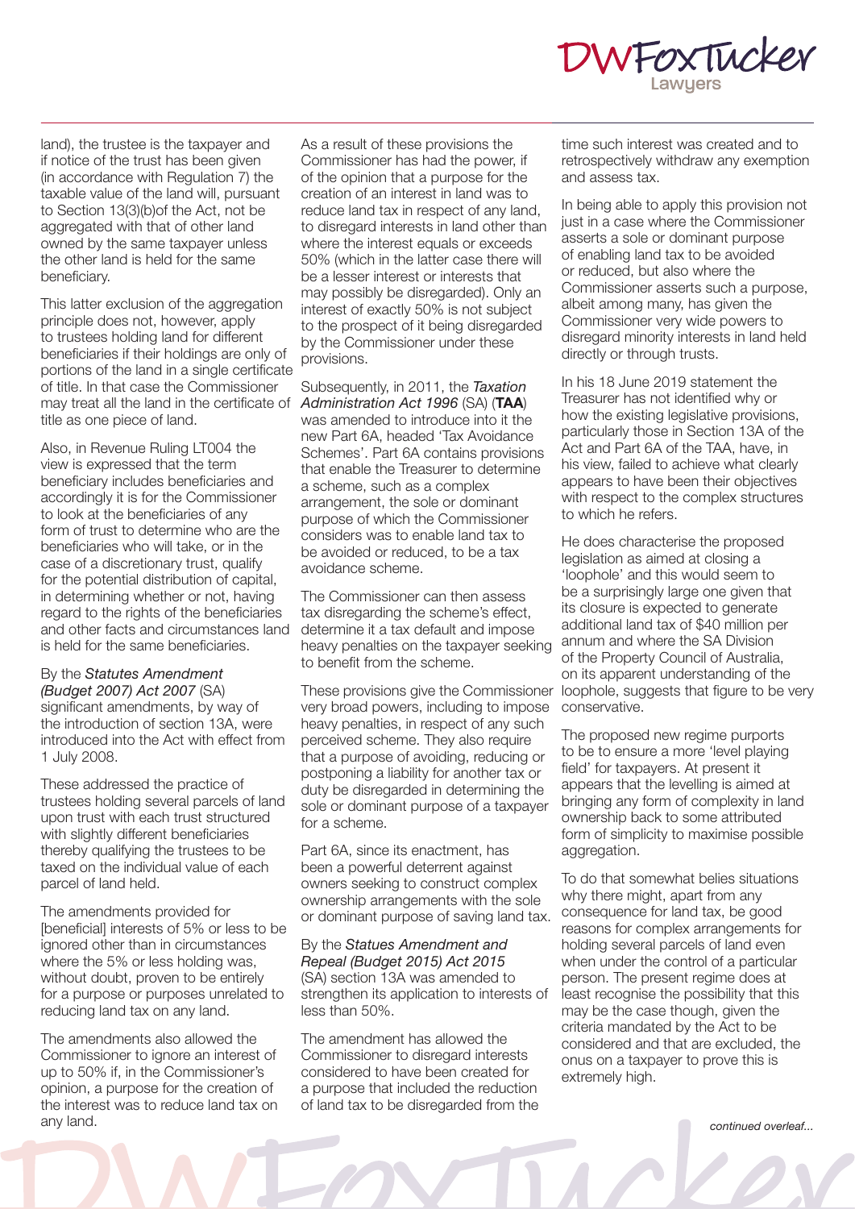land), the trustee is the taxpayer and if notice of the trust has been given (in accordance with Regulation 7) the taxable value of the land will, pursuant to Section 13(3)(b)of the Act, not be aggregated with that of other land owned by the same taxpayer unless the other land is held for the same beneficiary.

This latter exclusion of the aggregation principle does not, however, apply to trustees holding land for different beneficiaries if their holdings are only of portions of the land in a single certificate of title. In that case the Commissioner may treat all the land in the certificate of title as one piece of land.

Also, in Revenue Ruling LT004 the view is expressed that the term beneficiary includes beneficiaries and accordingly it is for the Commissioner to look at the beneficiaries of any form of trust to determine who are the beneficiaries who will take, or in the case of a discretionary trust, qualify for the potential distribution of capital, in determining whether or not, having regard to the rights of the beneficiaries and other facts and circumstances land is held for the same beneficiaries.

By the *Statutes Amendment (Budget 2007) Act 2007* (SA) significant amendments, by way of the introduction of section 13A, were introduced into the Act with effect from 1 July 2008.

These addressed the practice of trustees holding several parcels of land upon trust with each trust structured with slightly different beneficiaries thereby qualifying the trustees to be taxed on the individual value of each parcel of land held.

The amendments provided for [beneficial] interests of 5% or less to be ignored other than in circumstances where the 5% or less holding was, without doubt, proven to be entirely for a purpose or purposes unrelated to reducing land tax on any land.

The amendments also allowed the Commissioner to ignore an interest of up to 50% if, in the Commissioner's opinion, a purpose for the creation of the interest was to reduce land tax on any land.

As a result of these provisions the Commissioner has had the power, if of the opinion that a purpose for the creation of an interest in land was to reduce land tax in respect of any land, to disregard interests in land other than where the interest equals or exceeds 50% (which in the latter case there will be a lesser interest or interests that may possibly be disregarded). Only an interest of exactly 50% is not subject to the prospect of it being disregarded by the Commissioner under these provisions.

Subsequently, in 2011, the *Taxation Administration Act 1996* (SA) (**TAA**) was amended to introduce into it the new Part 6A, headed 'Tax Avoidance Schemes'. Part 6A contains provisions that enable the Treasurer to determine a scheme, such as a complex arrangement, the sole or dominant purpose of which the Commissioner considers was to enable land tax to be avoided or reduced, to be a tax avoidance scheme.

The Commissioner can then assess tax disregarding the scheme's effect, determine it a tax default and impose heavy penalties on the taxpayer seeking to benefit from the scheme.

These provisions give the Commissioner very broad powers, including to impose heavy penalties, in respect of any such perceived scheme. They also require that a purpose of avoiding, reducing or postponing a liability for another tax or duty be disregarded in determining the sole or dominant purpose of a taxpayer for a scheme.

Part 6A, since its enactment, has been a powerful deterrent against owners seeking to construct complex ownership arrangements with the sole or dominant purpose of saving land tax.

By the *Statues Amendment and Repeal (Budget 2015) Act 2015* (SA) section 13A was amended to strengthen its application to interests of less than 50%.

The amendment has allowed the Commissioner to disregard interests considered to have been created for a purpose that included the reduction of land tax to be disregarded from the time such interest was created and to retrospectively withdraw any exemption and assess tax.

In being able to apply this provision not just in a case where the Commissioner asserts a sole or dominant purpose of enabling land tax to be avoided or reduced, but also where the Commissioner asserts such a purpose, albeit among many, has given the Commissioner very wide powers to disregard minority interests in land held directly or through trusts.

In his 18 June 2019 statement the Treasurer has not identified why or how the existing legislative provisions, particularly those in Section 13A of the Act and Part 6A of the TAA, have, in his view, failed to achieve what clearly appears to have been their objectives with respect to the complex structures to which he refers.

He does characterise the proposed legislation as aimed at closing a 'loophole' and this would seem to be a surprisingly large one given that its closure is expected to generate additional land tax of $40 million per annum and where the SA Division of the Property Council of Australia, on its apparent understanding of the loophole, suggests that figure to be very conservative.

The proposed new regime purports to be to ensure a more 'level playing field' for taxpayers. At present it appears that the levelling is aimed at bringing any form of complexity in land ownership back to some attributed form of simplicity to maximise possible aggregation.

To do that somewhat belies situations why there might, apart from any consequence for land tax, be good reasons for complex arrangements for holding several parcels of land even when under the control of a particular person. The present regime does at least recognise the possibility that this may be the case though, given the criteria mandated by the Act to be considered and that are excluded, the onus on a taxpayer to prove this is extremely high.

*continued overleaf...*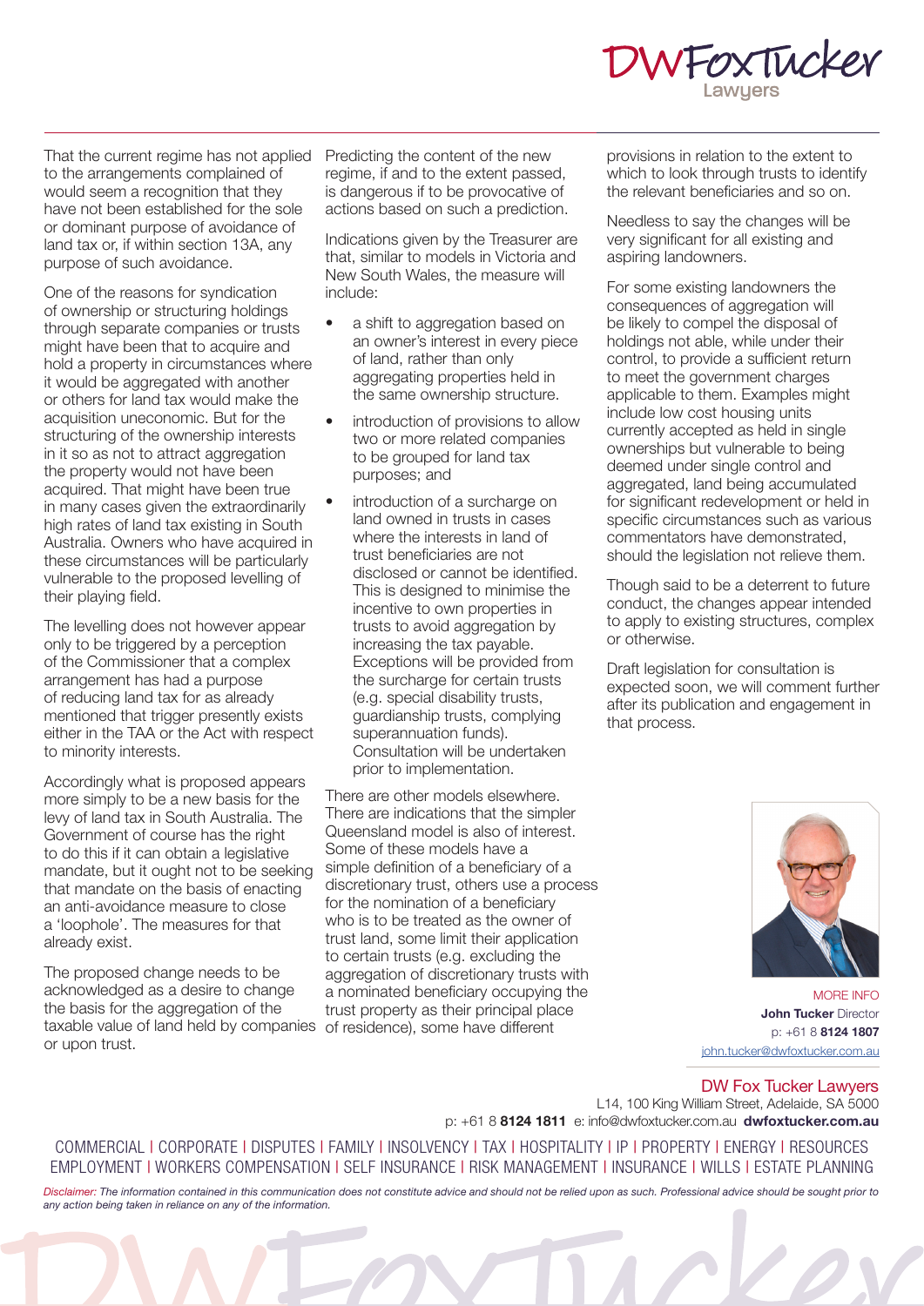That the current regime has not applied to the arrangements complained of would seem a recognition that they have not been established for the sole or dominant purpose of avoidance of land tax or, if within section 13A, any purpose of such avoidance.

One of the reasons for syndication of ownership or structuring holdings through separate companies or trusts might have been that to acquire and hold a property in circumstances where it would be aggregated with another or others for land tax would make the acquisition uneconomic. But for the structuring of the ownership interests in it so as not to attract aggregation the property would not have been acquired. That might have been true in many cases given the extraordinarily high rates of land tax existing in South Australia. Owners who have acquired in these circumstances will be particularly vulnerable to the proposed levelling of their playing field.

The levelling does not however appear only to be triggered by a perception of the Commissioner that a complex arrangement has had a purpose of reducing land tax for as already mentioned that trigger presently exists either in the TAA or the Act with respect to minority interests.

Accordingly what is proposed appears more simply to be a new basis for the levy of land tax in South Australia. The Government of course has the right to do this if it can obtain a legislative mandate, but it ought not to be seeking that mandate on the basis of enacting an anti-avoidance measure to close a 'loophole'. The measures for that already exist.

The proposed change needs to be acknowledged as a desire to change the basis for the aggregation of the taxable value of land held by companies or upon trust.

Predicting the content of the new regime, if and to the extent passed, is dangerous if to be provocative of actions based on such a prediction.

Indications given by the Treasurer are that, similar to models in Victoria and New South Wales, the measure will include:

- a shift to aggregation based on an owner's interest in every piece of land, rather than only aggregating properties held in the same ownership structure.
- introduction of provisions to allow two or more related companies to be grouped for land tax purposes; and
- introduction of a surcharge on land owned in trusts in cases where the interests in land of trust beneficiaries are not disclosed or cannot be identified. This is designed to minimise the incentive to own properties in trusts to avoid aggregation by increasing the tax payable. Exceptions will be provided from the surcharge for certain trusts (e.g. special disability trusts, guardianship trusts, complying superannuation funds). Consultation will be undertaken prior to implementation.

There are other models elsewhere. There are indications that the simpler Queensland model is also of interest. Some of these models have a simple definition of a beneficiary of a discretionary trust, others use a process for the nomination of a beneficiary who is to be treated as the owner of trust land, some limit their application to certain trusts (e.g. excluding the aggregation of discretionary trusts with a nominated beneficiary occupying the trust property as their principal place of residence), some have different provisions in relation to the extent to which to look through trusts to identify the relevant beneficiaries and so on.

Needless to say the changes will be very significant for all existing and aspiring landowners.

For some existing landowners the consequences of aggregation will be likely to compel the disposal of holdings not able, while under their control, to provide a sufficient return to meet the government charges applicable to them. Examples might include low cost housing units currently accepted as held in single ownerships but vulnerable to being deemed under single control and aggregated, land being accumulated for significant redevelopment or held in specific circumstances such as various commentators have demonstrated, should the legislation not relieve them.

Though said to be a deterrent to future conduct, the changes appear intended to apply to existing structures, complex or otherwise.

Draft legislation for consultation is expected soon, we will comment further after its publication and engagement in that process.

MORE INFO
**John Tucker** Director
p: +61 8 **8124 1807**
john.tucker@dwfoxtucker.com.au

DW Fox Tucker Lawyers
L14, 100 King William Street, Adelaide, SA 5000
p: +61 8 **8124 1811** e: info@dwfoxtucker.com.au **dwfoxtucker.com.au**

COMMERCIAL | CORPORATE | DISPUTES | FAMILY | INSOLVENCY | TAX | HOSPITALITY | IP | PROPERTY | ENERGY | RESOURCES
EMPLOYMENT | WORKERS COMPENSATION | SELF INSURANCE | RISK MANAGEMENT | INSURANCE | WILLS | ESTATE PLANNING

*Disclaimer: The information contained in this communication does not constitute advice and should not be relied upon as such. Professional advice should be sought prior to any action being taken in reliance on any of the information.*